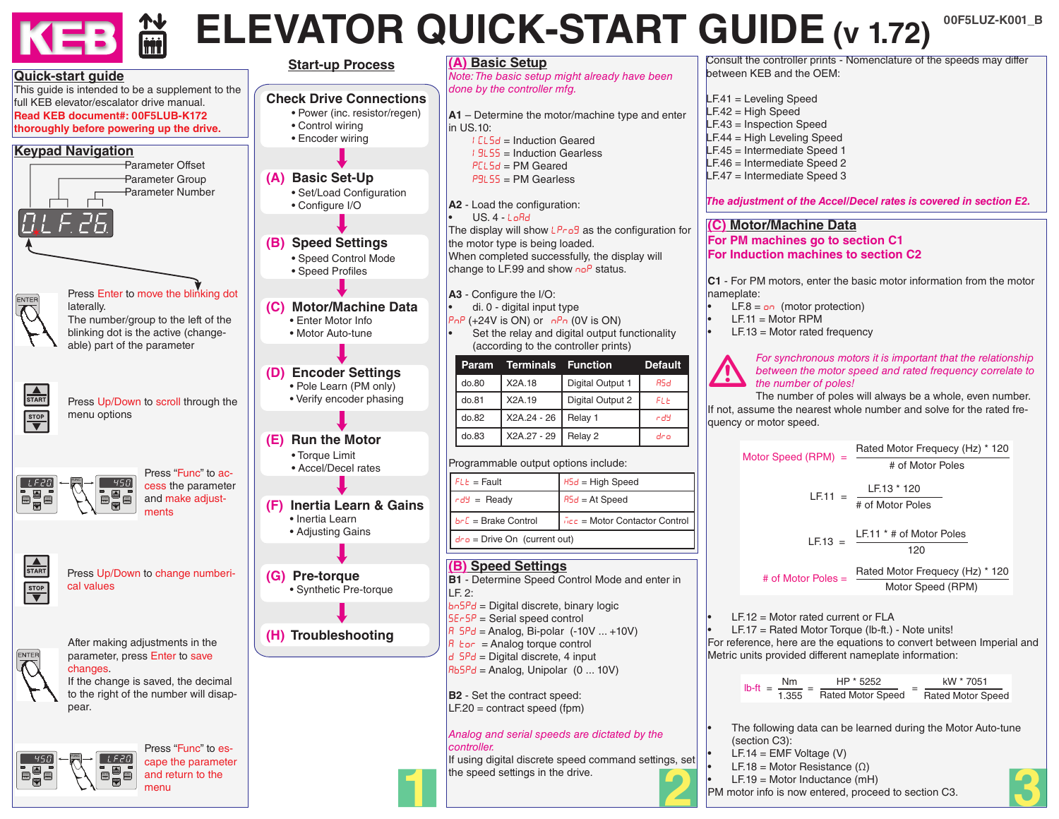# ELEVATOR QUICK-START GUIDE (v 1.72)

00F5LUZ-K001_B

## Quick-start guide

This guide is intended to be a supplement to the full KEB elevator/escalator drive manual.
**Read KEB document#: 00F5LUB-K172 thoroughly before powering up the drive.**

## Keypad Navigation

Parameter Offset
Parameter Group
Parameter Number

0.LF.26.

Press Enter to move the blinking dot laterally.
The number/group to the left of the blinking dot is the active (changeable) part of the parameter

Press Up/Down to scroll through the menu options

Press "Func" to access the parameter and make adjustments

Press Up/Down to change numberical values

After making adjustments in the parameter, press Enter to save changes.
If the change is saved, the decimal to the right of the number will disappear.

Press "Func" to escape the parameter and return to the menu

## Start-up Process

**Check Drive Connections**
- Power (inc. resistor/regen)
- Control wiring
- Encoder wiring

**(A) Basic Set-Up**
- Set/Load Configuration
- Configure I/O

**(B) Speed Settings**
- Speed Control Mode
- Speed Profiles

**(C) Motor/Machine Data**
- Enter Motor Info
- Motor Auto-tune

**(D) Encoder Settings**
- Pole Learn (PM only)
- Verify encoder phasing

**(E) Run the Motor**
- Torque Limit
- Accel/Decel rates

**(F) Inertia Learn & Gains**
- Inertia Learn
- Adjusting Gains

**(G) Pre-torque**
- Synthetic Pre-torque

**(H) Troubleshooting**

## (A) Basic Setup

*Note: The basic setup might already have been done by the controller mfg.*

**A1** – Determine the motor/machine type and enter in US.10:

- ICLSd = Induction Geared
- IGLSS = Induction Gearless
- PCLSd = PM Geared
- PGLSS = PM Gearless

**A2** - Load the configuration:
- US. 4 - LoAd

The display will show LProG as the configuration for the motor type is being loaded.
When completed successfully, the display will change to LF.99 and show noP status.

**A3** - Configure the I/O:
- di. 0 - digital input type

PnP (+24V is ON) or nPn (0V is ON)
- Set the relay and digital output functionality (according to the controller prints)

| Param | Terminals | Function | Default |
|---|---|---|---|
| do.80 | X2A.18 | Digital Output 1 | ASd |
| do.81 | X2A.19 | Digital Output 2 | FLt |
| do.82 | X2A.24 - 26 | Relay 1 | rdY |
| do.83 | X2A.27 - 29 | Relay 2 | drO |

Programmable output options include:

| | |
|---|---|
| FLt = Fault | HSd = High Speed |
| rdY = Ready | ASd = At Speed |
| brC = Brake Control | McC = Motor Contactor Control |
| drO = Drive On (current out) | |

Consult the controller prints - Nomenclature of the speeds may differ between KEB and the OEM:

LF.41 = Leveling Speed
LF.42 = High Speed
LF.43 = Inspection Speed
LF.44 = High Leveling Speed
LF.45 = Intermediate Speed 1
LF.46 = Intermediate Speed 2
LF.47 = Intermediate Speed 3

***The adjustment of the Accel/Decel rates is covered in section E2.***

## (B) Speed Settings

**B1** - Determine Speed Control Mode and enter in LF. 2:

bnSPd = Digital discrete, binary logic
SErSP = Serial speed control
A SPd = Analog, Bi-polar (-10V ... +10V)
A tor = Analog torque control
d SPd = Digital discrete, 4 input
AbSPd = Analog, Unipolar (0 ... 10V)

**B2** - Set the contract speed:
LF.20 = contract speed (fpm)

*Analog and serial speeds are dictated by the controller.*
If using digital discrete speed command settings, set the speed settings in the drive.

## (C) Motor/Machine Data

**For PM machines go to section C1**
**For Induction machines to section C2**

**C1** - For PM motors, enter the basic motor information from the motor nameplate:
- LF.8 = on (motor protection)
- LF.11 = Motor RPM
- LF.13 = Motor rated frequency

*For synchronous motors it is important that the relationship between the motor speed and rated frequency correlate to the number of poles!*
The number of poles will always be a whole, even number. If not, assume the nearest whole number and solve for the rated frequency or motor speed.

$$\text{Motor Speed (RPM)} = \frac{\text{Rated Motor Frequecy (Hz)} * 120}{\text{\# of Motor Poles}}$$

$$\text{LF.11} = \frac{\text{LF.13} * 120}{\text{\# of Motor Poles}}$$

$$\text{LF.13} = \frac{\text{LF.11} * \text{\# of Motor Poles}}{120}$$

$$\text{\# of Motor Poles} = \frac{\text{Rated Motor Frequecy (Hz)} * 120}{\text{Motor Speed (RPM)}}$$

- LF.12 = Motor rated current or FLA
- LF.17 = Rated Motor Torque (lb-ft.) - Note units!

For reference, here are the equations to convert between Imperial and Metric units provided different nameplate information:

$$\text{lb-ft} = \frac{\text{Nm}}{1.355} = \frac{\text{HP} * 5252}{\text{Rated Motor Speed}} = \frac{\text{kW} * 7051}{\text{Rated Motor Speed}}$$

- The following data can be learned during the Motor Auto-tune (section C3):
- LF.14 = EMF Voltage (V)
- LF.18 = Motor Resistance (Ω)
- LF.19 = Motor Inductance (mH)

PM motor info is now entered, proceed to section C3.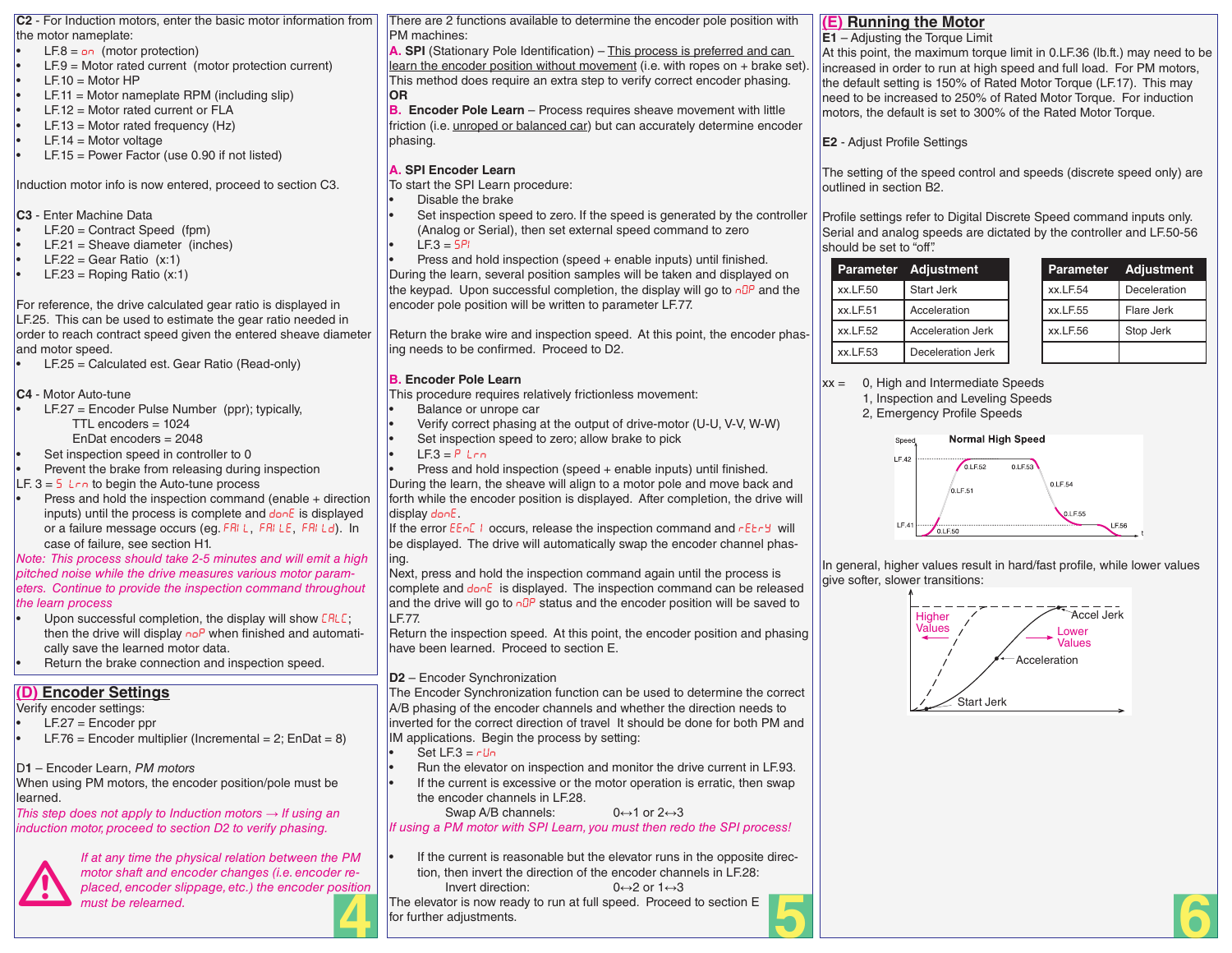**C2** - For Induction motors, enter the basic motor information from the motor nameplate:

- LF.8 = on (motor protection)
- LF.9 = Motor rated current (motor protection current)
- LF.10 = Motor HP
- LF.11 = Motor nameplate RPM (including slip)
- LF.12 = Motor rated current or FLA
- LF.13 = Motor rated frequency (Hz)
- LF.14 = Motor voltage
- LF.15 = Power Factor (use 0.90 if not listed)

Induction motor info is now entered, proceed to section C3.

**C3** - Enter Machine Data

- LF.20 = Contract Speed (fpm)
- LF.21 = Sheave diameter (inches)
- LF.22 = Gear Ratio (x:1)
- LF.23 = Roping Ratio (x:1)

For reference, the drive calculated gear ratio is displayed in LF.25. This can be used to estimate the gear ratio needed in order to reach contract speed given the entered sheave diameter and motor speed.

- LF.25 = Calculated est. Gear Ratio (Read-only)

**C4** - Motor Auto-tune

- LF.27 = Encoder Pulse Number (ppr); typically,
  TTL encoders = 1024
  EnDat encoders = 2048
- Set inspection speed in controller to 0
- Prevent the brake from releasing during inspection

LF. 3 = S Lrn to begin the Auto-tune process

- Press and hold the inspection command (enable + direction inputs) until the process is complete and donE is displayed or a failure message occurs (eg. FAI L, FAI LE, FAI Ld). In case of failure, see section H1.

*Note: This process should take 2-5 minutes and will emit a high pitched noise while the drive measures various motor parameters. Continue to provide the inspection command throughout the learn process*

- Upon successful completion, the display will show CALC; then the drive will display noP when finished and automatically save the learned motor data.
- Return the brake connection and inspection speed.

## (D) Encoder Settings

Verify encoder settings:

- LF.27 = Encoder ppr
- LF.76 = Encoder multiplier (Incremental = 2; EnDat = 8)

**D1** – Encoder Learn, *PM motors*

When using PM motors, the encoder position/pole must be learned.

*This step does not apply to Induction motors → If using an induction motor, proceed to section D2 to verify phasing.*

*If at any time the physical relation between the PM motor shaft and encoder changes (i.e. encoder replaced, encoder slippage, etc.) the encoder position must be relearned.*

There are 2 functions available to determine the encoder pole position with PM machines:

**A. SPI** (Stationary Pole Identification) – This process is preferred and can learn the encoder position without movement (i.e. with ropes on + brake set). This method does require an extra step to verify correct encoder phasing.

**OR**

**B. Encoder Pole Learn** – Process requires sheave movement with little friction (i.e. unroped or balanced car) but can accurately determine encoder phasing.

**A. SPI Encoder Learn**

To start the SPI Learn procedure:

- Disable the brake
- Set inspection speed to zero. If the speed is generated by the controller (Analog or Serial), then set external speed command to zero
- LF.3 = SPI
- Press and hold inspection (speed + enable inputs) until finished.

During the learn, several position samples will be taken and displayed on the keypad. Upon successful completion, the display will go to nOP and the encoder pole position will be written to parameter LF.77.

Return the brake wire and inspection speed. At this point, the encoder phasing needs to be confirmed. Proceed to D2.

**B. Encoder Pole Learn**

This procedure requires relatively frictionless movement:

- Balance or unrope car
- Verify correct phasing at the output of drive-motor (U-U, V-V, W-W)
- Set inspection speed to zero; allow brake to pick
- LF.3 = P Lrn
- Press and hold inspection (speed + enable inputs) until finished.

During the learn, the sheave will align to a motor pole and move back and forth while the encoder position is displayed. After completion, the drive will display donE.

If the error EEnC 1 occurs, release the inspection command and rEtrY will be displayed. The drive will automatically swap the encoder channel phasing.

Next, press and hold the inspection command again until the process is complete and donE is displayed. The inspection command can be released and the drive will go to nOP status and the encoder position will be saved to LF.77.

Return the inspection speed. At this point, the encoder position and phasing have been learned. Proceed to section E.

**D2** – Encoder Synchronization

The Encoder Synchronization function can be used to determine the correct A/B phasing of the encoder channels and whether the direction needs to inverted for the correct direction of travel It should be done for both PM and IM applications. Begin the process by setting:

- Set LF.3 = run
- Run the elevator on inspection and monitor the drive current in LF.93.
- If the current is excessive or the motor operation is erratic, then swap the encoder channels in LF.28.
  Swap A/B channels: 0↔1 or 2↔3

*If using a PM motor with SPI Learn, you must then redo the SPI process!*

- If the current is reasonable but the elevator runs in the opposite direction, then invert the direction of the encoder channels in LF.28:
  Invert direction: 0↔2 or 1↔3

The elevator is now ready to run at full speed. Proceed to section E for further adjustments.

## (E) Running the Motor

**E1** – Adjusting the Torque Limit

At this point, the maximum torque limit in 0.LF.36 (lb.ft.) may need to be increased in order to run at high speed and full load. For PM motors, the default setting is 150% of Rated Motor Torque (LF.17). This may need to be increased to 250% of Rated Motor Torque. For induction motors, the default is set to 300% of the Rated Motor Torque.

**E2** - Adjust Profile Settings

The setting of the speed control and speeds (discrete speed only) are outlined in section B2.

Profile settings refer to Digital Discrete Speed command inputs only. Serial and analog speeds are dictated by the controller and LF.50-56 should be set to "off".

| Parameter | Adjustment |
|---|---|
| xx.LF.50 | Start Jerk |
| xx.LF.51 | Acceleration |
| xx.LF.52 | Acceleration Jerk |
| xx.LF.53 | Deceleration Jerk |

| Parameter | Adjustment |
|---|---|
| xx.LF.54 | Deceleration |
| xx.LF.55 | Flare Jerk |
| xx.LF.56 | Stop Jerk |

xx = 0, High and Intermediate Speeds
1, Inspection and Leveling Speeds
2, Emergency Profile Speeds

Normal High Speed

In general, higher values result in hard/fast profile, while lower values give softer, slower transitions: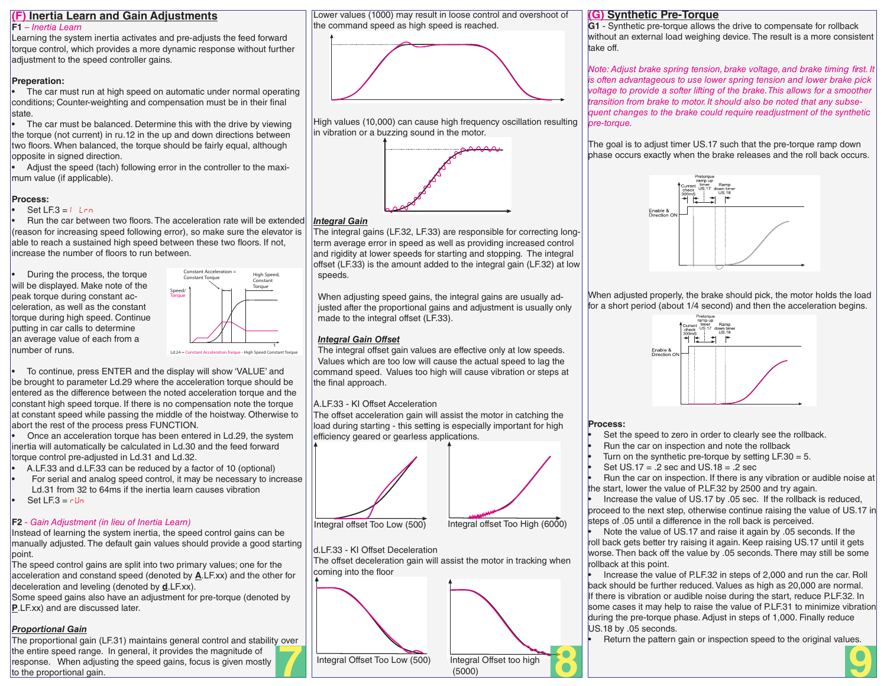## (F) Inertia Learn and Gain Adjustments

**F1** – *Inertia Learn*

Learning the system inertia activates and pre-adjusts the feed forward torque control, which provides a more dynamic response without further adjustment to the speed controller gains.

**Preperation:**

- The car must run at high speed on automatic under normal operating conditions; Counter-weighting and compensation must be in their final state.
- The car must be balanced. Determine this with the drive by viewing the torque (not current) in ru.12 in the up and down directions between two floors. When balanced, the torque should be fairly equal, although opposite in signed direction.
- Adjust the speed (tach) following error in the controller to the maximum value (if applicable).

**Process:**

- Set LF.3 = I Lrn
- Run the car between two floors. The acceleration rate will be extended (reason for increasing speed following error), so make sure the elevator is able to reach a sustained high speed between these two floors. If not, increase the number of floors to run between.
- During the process, the torque will be displayed. Make note of the peak torque during constant acceleration, as well as the constant torque during high speed. Continue putting in car calls to determine an average value of each from a number of runs.

Constant Acceleration = Constant Torque | High Speed, Constant Torque | Speed/ Torque | t

Ld.24 = Constant Acceleration Torque - High Speed Constant Torque

- To continue, press ENTER and the display will show 'VALUE' and be brought to parameter Ld.29 where the acceleration torque should be entered as the difference between the noted acceleration torque and the constant high speed torque. If there is no compensation note the torque at constant speed while passing the middle of the hoistway. Otherwise to abort the rest of the process press FUNCTION.
- Once an acceleration torque has been entered in Ld.29, the system inertia will automatically be calculated in Ld.30 and the feed forward torque control pre-adjusted in Ld.31 and Ld.32.
- A.LF.33 and d.LF.33 can be reduced by a factor of 10 (optional)
- For serial and analog speed control, it may be necessary to increase Ld.31 from 32 to 64ms if the inertia learn causes vibration
- Set LF.3 = rUn

**F2** - *Gain Adjustment (in lieu of Inertia Learn)*

Instead of learning the system inertia, the speed control gains can be manually adjusted. The default gain values should provide a good starting point.

The speed control gains are split into two primary values; one for the acceleration and constand speed (denoted by **A**.LF.xx) and the other for deceleration and leveling (denoted by **d**.LF.xx).

Some speed gains also have an adjustment for pre-torque (denoted by **P**.LF.xx) and are discussed later.

***Proportional Gain***

The proportional gain (LF.31) maintains general control and stability over the entire speed range. In general, it provides the magnitude of response. When adjusting the speed gains, focus is given mostly to the proportional gain.

Lower values (1000) may result in loose control and overshoot of the command speed as high speed is reached.

High values (10,000) can cause high frequency oscillation resulting in vibration or a buzzing sound in the motor.

***Integral Gain***

The integral gains (LF.32, LF.33) are responsible for correcting long-term average error in speed as well as providing increased control and rigidity at lower speeds for starting and stopping. The integral offset (LF.33) is the amount added to the integral gain (LF.32) at low speeds.

When adjusting speed gains, the integral gains are usually adjusted after the proportional gains and adjustment is usually only made to the integral offset (LF.33).

***Integral Gain Offset***

The integral offset gain values are effective only at low speeds. Values which are too low will cause the actual speed to lag the command speed. Values too high will cause vibration or steps at the final approach.

A.LF.33 - KI Offset Acceleration

The offset acceleration gain will assist the motor in catching the load during starting - this setting is especially important for high efficiency geared or gearless applications.

Integral offset Too Low (500) | Integral offset Too High (6000)

d.LF.33 - KI Offset Deceleration

The offset deceleration gain will assist the motor in tracking when coming into the floor

Integral Offset Too Low (500) | Integral Offset too high (5000)

## (G) Synthetic Pre-Torque

**G1** - Synthetic pre-torque allows the drive to compensate for rollback without an external load weighing device. The result is a more consistent take off.

*Note: Adjust brake spring tension, brake voltage, and brake timing first. It is often advantageous to use lower spring tension and lower brake pick voltage to provide a softer lifting of the brake. This allows for a smoother transition from brake to motor. It should also be noted that any subsequent changes to the brake could require readjustment of the synthetic pre-torque.*

The goal is to adjust timer US.17 such that the pre-torque ramp down phase occurs exactly when the brake releases and the roll back occurs.

Current check 300mS | Pretorque ramp up timer US.17 | Ramp down timer US.18 | Enable & Direction ON

When adjusted properly, the brake should pick, the motor holds the load for a short period (about 1/4 second) and then the acceleration begins.

Current check 300mS | Pretorque ramp up timer US.17 | Ramp down timer US.18 | Enable & Direction ON

**Process:**

- Set the speed to zero in order to clearly see the rollback.
- Run the car on inspection and note the rollback
- Turn on the synthetic pre-torque by setting LF.30 = 5.
- Set US.17 = .2 sec and US.18 = .2 sec
- Run the car on inspection. If there is any vibration or audible noise at the start, lower the value of P.LF.32 by 2500 and try again.
- Increase the value of US.17 by .05 sec. If the rollback is reduced, proceed to the next step, otherwise continue raising the value of US.17 in steps of .05 until a difference in the roll back is perceived.
- Note the value of US.17 and raise it again by .05 seconds. If the roll back gets better try raising it again. Keep raising US.17 until it gets worse. Then back off the value by .05 seconds. There may still be some rollback at this point.
- Increase the value of P.LF.32 in steps of 2,000 and run the car. Roll back should be further reduced. Values as high as 20,000 are normal. If there is vibration or audible noise during the start, reduce P.LF.32. In some cases it may help to raise the value of P.LF.31 to minimize vibration during the pre-torque phase. Adjust in steps of 1,000. Finally reduce US.18 by .05 seconds.
- Return the pattern gain or inspection speed to the original values.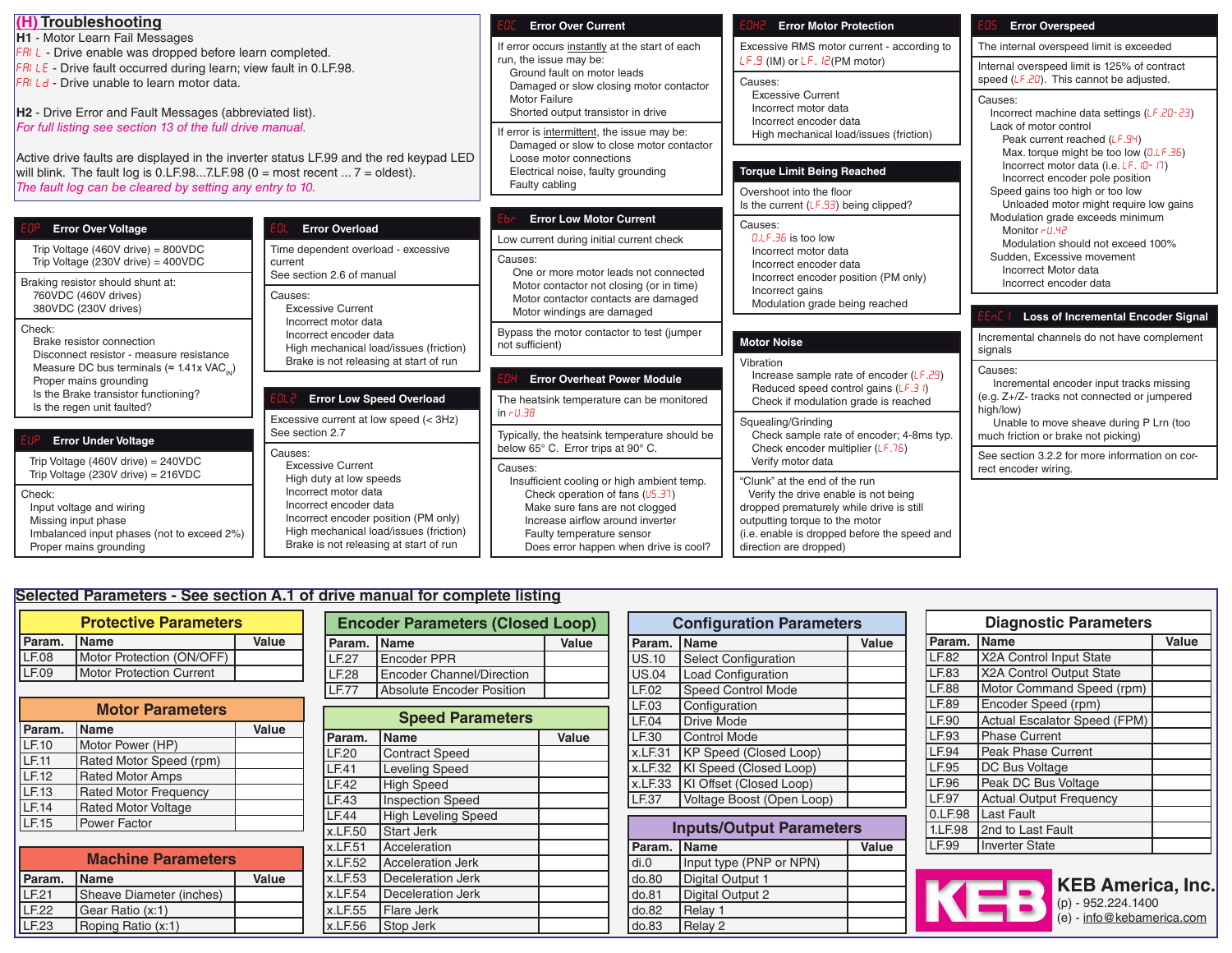## (H) Troubleshooting

**H1** - Motor Learn Fail Messages

FAI L - Drive enable was dropped before learn completed.
FAI LE - Drive fault occurred during learn; view fault in 0.LF.98.
FAI Ld - Drive unable to learn motor data.

**H2** - Drive Error and Fault Messages (abbreviated list).
*For full listing see section 13 of the full drive manual.*

Active drive faults are displayed in the inverter status LF.99 and the red keypad LED will blink. The fault log is 0.LF.98...7.LF.98 (0 = most recent ... 7 = oldest).
*The fault log can be cleared by setting any entry to 10.*

### EOP Error Over Voltage

Trip Voltage (460V drive) = 800VDC
Trip Voltage (230V drive) = 400VDC

Braking resistor should shunt at:
760VDC (460V drives)
380VDC (230V drives)

Check:
- Brake resistor connection
- Disconnect resistor - measure resistance
- Measure DC bus terminals (≈ 1.41x $VAC_{IN}$)
- Proper mains grounding
- Is the Brake transistor functioning?
- Is the regen unit faulted?

### EUP Error Under Voltage

Trip Voltage (460V drive) = 240VDC
Trip Voltage (230V drive) = 216VDC

Check:
- Input voltage and wiring
- Missing input phase
- Imbalanced input phases (not to exceed 2%)
- Proper mains grounding

### EOL Error Overload

Time dependent overload - excessive current
See section 2.6 of manual

Causes:
- Excessive Current
- Incorrect motor data
- Incorrect encoder data
- High mechanical load/issues (friction)
- Brake is not releasing at start of run

### EOL2 Error Low Speed Overload

Excessive current at low speed (< 3Hz)
See section 2.7

Causes:
- Excessive Current
- High duty at low speeds
- Incorrect motor data
- Incorrect encoder data
- Incorrect encoder position (PM only)
- High mechanical load/issues (friction)
- Brake is not releasing at start of run

### EOC Error Over Current

If error occurs instantly at the start of each run, the issue may be:
- Ground fault on motor leads
- Damaged or slow closing motor contactor
- Motor Failure
- Shorted output transistor in drive

If error is intermittent, the issue may be:
- Damaged or slow to close motor contactor
- Loose motor connections
- Electrical noise, faulty grounding
- Faulty cabling

### Ebr Error Low Motor Current

Low current during initial current check

Causes:
- One or more motor leads not connected
- Motor contactor not closing (or in time)
- Motor contactor contacts are damaged
- Motor windings are damaged

Bypass the motor contactor to test (jumper not sufficient)

### EOH Error Overheat Power Module

The heatsink temperature can be monitored in ru.38

Typically, the heatsink temperature should be below 65° C. Error trips at 90° C.

Causes:
- Insufficient cooling or high ambient temp.
  - Check operation of fans (US.37)
  - Make sure fans are not clogged
  - Increase airflow around inverter
  - Faulty temperature sensor
  - Does error happen when drive is cool?

### EOH2 Error Motor Protection

Excessive RMS motor current - according to LF.9 (IM) or LF.12 (PM motor)

Causes:
- Excessive Current
- Incorrect motor data
- Incorrect encoder data
- High mechanical load/issues (friction)

### Torque Limit Being Reached

Overshoot into the floor
Is the current (LF.93) being clipped?

Causes:
- 0.LF.36 is too low
- Incorrect motor data
- Incorrect encoder data
- Incorrect encoder position (PM only)
- Incorrect gains
- Modulation grade being reached

### Motor Noise

Vibration
- Increase sample rate of encoder (LF.29)
- Reduced speed control gains (LF.31)
- Check if modulation grade is reached

Squealing/Grinding
- Check sample rate of encoder; 4-8ms typ.
- Check encoder multiplier (LF.76)
- Verify motor data

"Clunk" at the end of the run
Verify the drive enable is not being dropped prematurely while drive is still outputting torque to the motor (i.e. enable is dropped before the speed and direction are dropped)

### EOS Error Overspeed

The internal overspeed limit is exceeded

Internal overspeed limit is 125% of contract speed (LF.20). This cannot be adjusted.

Causes:
- Incorrect machine data settings (LF.20-23)
- Lack of motor control
  - Peak current reached (LF.94)
  - Max. torque might be too low (0.LF.36)
  - Incorrect motor data (i.e. LF.10-17)
  - Incorrect encoder pole position
- Speed gains too high or too low
  - Unloaded motor might require low gains
- Modulation grade exceeds minimum
  - Monitor ru.42
  - Modulation should not exceed 100%
- Sudden, Excessive movement
  - Incorrect Motor data
  - Incorrect encoder data

### EEnC1 Loss of Incremental Encoder Signal

Incremental channels do not have complement signals

Causes:
- Incremental encoder input tracks missing (e.g. Z+/Z- tracks not connected or jumpered high/low)
- Unable to move sheave during P Lrn (too much friction or brake not picking)

See section 3.2.2 for more information on correct encoder wiring.

## Selected Parameters - See section A.1 of drive manual for complete listing

### Protective Parameters

| Param. | Name | Value |
|---|---|---|
| LF.08 | Motor Protection (ON/OFF) | |
| LF.09 | Motor Protection Current | |

### Motor Parameters

| Param. | Name | Value |
|---|---|---|
| LF.10 | Motor Power (HP) | |
| LF.11 | Rated Motor Speed (rpm) | |
| LF.12 | Rated Motor Amps | |
| LF.13 | Rated Motor Frequency | |
| LF.14 | Rated Motor Voltage | |
| LF.15 | Power Factor | |

### Machine Parameters

| Param. | Name | Value |
|---|---|---|
| LF.21 | Sheave Diameter (inches) | |
| LF.22 | Gear Ratio (x:1) | |
| LF.23 | Roping Ratio (x:1) | |

### Encoder Parameters (Closed Loop)

| Param. | Name | Value |
|---|---|---|
| LF.27 | Encoder PPR | |
| LF.28 | Encoder Channel/Direction | |
| LF.77 | Absolute Encoder Position | |

### Speed Parameters

| Param. | Name | Value |
|---|---|---|
| LF.20 | Contract Speed | |
| LF.41 | Leveling Speed | |
| LF.42 | High Speed | |
| LF.43 | Inspection Speed | |
| LF.44 | High Leveling Speed | |
| x.LF.50 | Start Jerk | |
| x.LF.51 | Acceleration | |
| x.LF.52 | Acceleration Jerk | |
| x.LF.53 | Deceleration | |
| x.LF.54 | Deceleration Jerk | |
| x.LF.55 | Flare Jerk | |
| x.LF.56 | Stop Jerk | |

### Configuration Parameters

| Param. | Name | Value |
|---|---|---|
| US.10 | Select Configuration | |
| US.04 | Load Configuration | |
| LF.02 | Speed Control Mode | |
| LF.03 | Configuration | |
| LF.04 | Drive Mode | |
| LF.30 | Control Mode | |
| x.LF.31 | KP Speed (Closed Loop) | |
| x.LF.32 | KI Speed (Closed Loop) | |
| x.LF.33 | KI Offset (Closed Loop) | |
| LF.37 | Voltage Boost (Open Loop) | |

### Inputs/Output Parameters

| Param. | Name | Value |
|---|---|---|
| di.0 | Input type (PNP or NPN) | |
| do.80 | Digital Output 1 | |
| do.81 | Digital Output 2 | |
| do.82 | Relay 1 | |
| do.83 | Relay 2 | |

### Diagnostic Parameters

| Param. | Name | Value |
|---|---|---|
| LF.82 | X2A Control Input State | |
| LF.83 | X2A Control Output State | |
| LF.88 | Motor Command Speed (rpm) | |
| LF.89 | Encoder Speed (rpm) | |
| LF.90 | Actual Escalator Speed (FPM) | |
| LF.93 | Phase Current | |
| LF.94 | Peak Phase Current | |
| LF.95 | DC Bus Voltage | |
| LF.96 | Peak DC Bus Voltage | |
| LF.97 | Actual Output Frequency | |
| 0.LF.98 | Last Fault | |
| 1.LF.98 | 2nd to Last Fault | |
| LF.99 | Inverter State | |

KEB

**KEB America, Inc.**
(p) - 952.224.1400
(e) - info@kebamerica.com